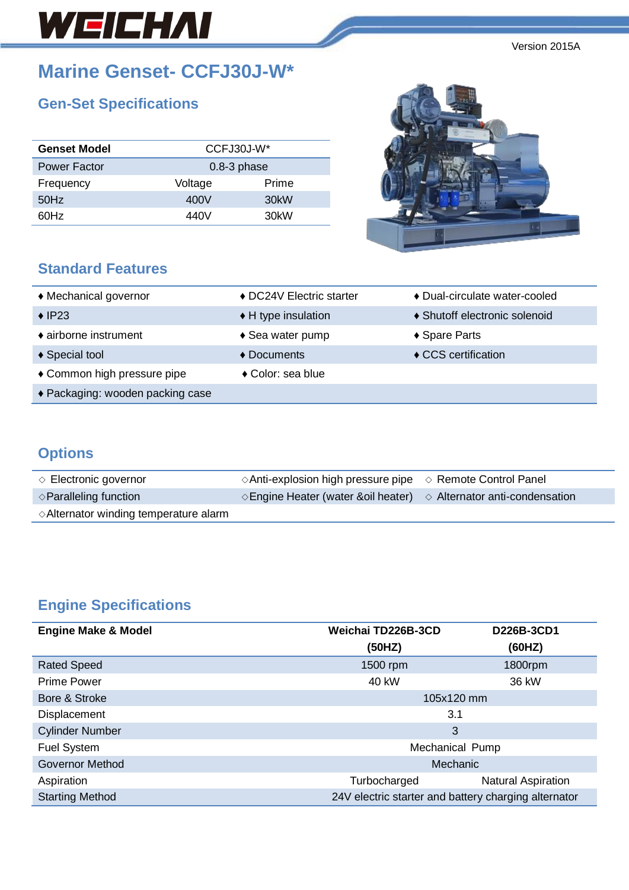WEICHAI

Version 2015A

# Marine Genset- CCFJ30J-W*

## Gen-Set Specifications

| Genset Model | CCFJ30J-W* | |
|---|---|---|
| Power Factor | 0.8-3 phase | |
| Frequency | Voltage | Prime |
| 50Hz | 400V | 30kW |
| 60Hz | 440V | 30kW |

## Standard Features

| | | |
|---|---|---|
| ♦ Mechanical governor | ♦ DC24V Electric starter | ♦ Dual-circulate water-cooled |
| ♦ IP23 | ♦ H type insulation | ♦ Shutoff electronic solenoid |
| ♦ airborne instrument | ♦ Sea water pump | ♦ Spare Parts |
| ♦ Special tool | ♦ Documents | ♦ CCS certification |
| ♦ Common high pressure pipe | ♦ Color: sea blue | |
| ♦ Packaging: wooden packing case | | |

## Options

| | | |
|---|---|---|
| ◇ Electronic governor | ◇Anti-explosion high pressure pipe | ◇ Remote Control Panel |
| ◇Paralleling function | ◇Engine Heater (water &oil heater) | ◇ Alternator anti-condensation |
| ◇Alternator winding temperature alarm | | |

## Engine Specifications

| Engine Make & Model | Weichai TD226B-3CD (50HZ) | D226B-3CD1 (60HZ) |
|---|---|---|
| Rated Speed | 1500 rpm | 1800rpm |
| Prime Power | 40 kW | 36 kW |
| Bore & Stroke | 105x120 mm | |
| Displacement | 3.1 | |
| Cylinder Number | 3 | |
| Fuel System | Mechanical Pump | |
| Governor Method | Mechanic | |
| Aspiration | Turbocharged | Natural Aspiration |
| Starting Method | 24V electric starter and battery charging alternator | |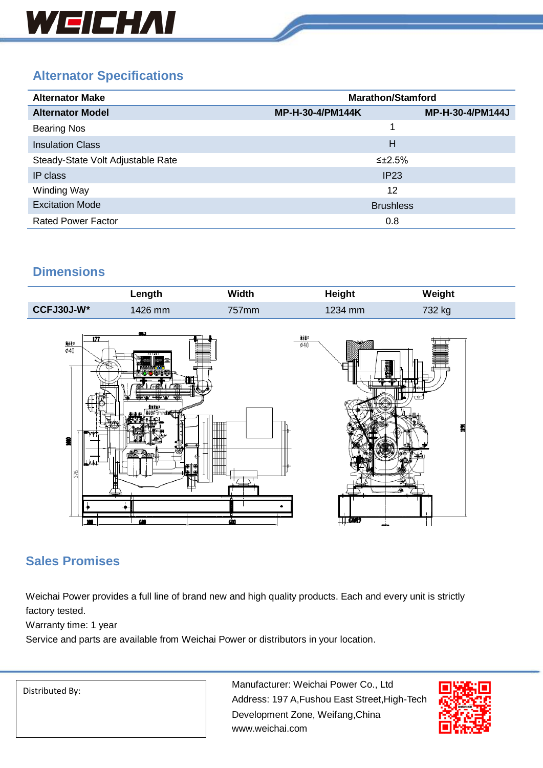## Alternator Specifications

| Alternator Make | Marathon/Stamford | |
|---|---|---|
| **Alternator Model** | **MP-H-30-4/PM144K** | **MP-H-30-4/PM144J** |
| Bearing Nos | 1 | |
| Insulation Class | H | |
| Steady-State Volt Adjustable Rate | ≤±2.5% | |
| IP class | IP23 | |
| Winding Way | 12 | |
| Excitation Mode | Brushless | |
| Rated Power Factor | 0.8 | |

## Dimensions

| | Length | Width | Height | Weight |
|---|---|---|---|---|
| **CCFJ30J-W*** | 1426 mm | 757mm | 1234 mm | 732 kg |

## Sales Promises

Weichai Power provides a full line of brand new and high quality products. Each and every unit is strictly factory tested.

Warranty time: 1 year

Service and parts are available from Weichai Power or distributors in your location.

Distributed By:

Manufacturer: Weichai Power Co., Ltd

Address: 197 A,Fushou East Street,High-Tech Development Zone, Weifang,China

www.weichai.com